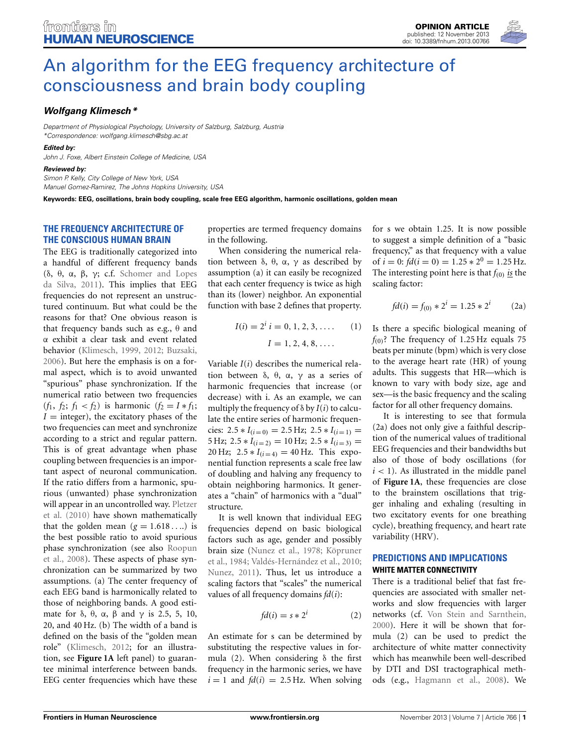# An algorithm for the EEG frequency architecture of consciousness and brain body coupling

***Wolfgang Klimesch****

*Department of Physiological Psychology, University of Salzburg, Salzburg, Austria*
*\*Correspondence: wolfgang.klimesch@sbg.ac.at*

***Edited by:***
*John J. Foxe, Albert Einstein College of Medicine, USA*

***Reviewed by:***
*Simon P. Kelly, City College of New York, USA*
*Manuel Gomez-Ramirez, The Johns Hopkins University, USA*

**Keywords: EEG, oscillations, brain body coupling, scale free EEG algorithm, harmonic oscillations, golden mean**

## THE FREQUENCY ARCHITECTURE OF THE CONSCIOUS HUMAN BRAIN

The EEG is traditionally categorized into a handful of different frequency bands (δ, θ, α, β, γ; c.f. Schomer and Lopes da Silva, 2011). This implies that EEG frequencies do not represent an unstructured continuum. But what could be the reasons for that? One obvious reason is that frequency bands such as e.g., θ and α exhibit a clear task and event related behavior (Klimesch, 1999, 2012; Buzsaki, 2006). But here the emphasis is on a formal aspect, which is to avoid unwanted "spurious" phase synchronization. If the numerical ratio between two frequencies ($f_1$, $f_2$; $f_1 < f_2$) is harmonic ($f_2 = I * f_1$; $I$ = integer), the excitatory phases of the two frequencies can meet and synchronize according to a strict and regular pattern. This is of great advantage when phase coupling between frequencies is an important aspect of neuronal communication. If the ratio differs from a harmonic, spurious (unwanted) phase synchronization will appear in an uncontrolled way. Pletzer et al. (2010) have shown mathematically that the golden mean ($g = 1.618\ldots$) is the best possible ratio to avoid spurious phase synchronization (see also Roopun et al., 2008). These aspects of phase synchronization can be summarized by two assumptions. (a) The center frequency of each EEG band is harmonically related to those of neighboring bands. A good estimate for δ, θ, α, β and γ is 2.5, 5, 10, 20, and 40 Hz. (b) The width of a band is defined on the basis of the "golden mean role" (Klimesch, 2012; for an illustration, see **Figure 1A** left panel) to guarantee minimal interference between bands. EEG center frequencies which have these properties are termed frequency domains in the following.

When considering the numerical relation between δ, θ, α, γ as described by assumption (a) it can easily be recognized that each center frequency is twice as high than its (lower) neighbor. An exponential function with base 2 defines that property.

$$I(i) = 2^i \quad i = 0, 1, 2, 3, \ldots \qquad (1)$$
$$I = 1, 2, 4, 8, \ldots$$

Variable $I(i)$ describes the numerical relation between δ, θ, α, γ as a series of harmonic frequencies that increase (or decrease) with i. As an example, we can multiply the frequency of δ by $I(i)$ to calculate the entire series of harmonic frequencies: $2.5 * I_{(i=0)} = 2.5$ Hz; $2.5 * I_{(i=1)} = 5$ Hz; $2.5 * I_{(i=2)} = 10$ Hz; $2.5 * I_{(i=3)} = 20$ Hz; $2.5 * I_{(i=4)} = 40$ Hz. This exponential function represents a scale free law of doubling and halving any frequency to obtain neighboring harmonics. It generates a "chain" of harmonics with a "dual" structure.

It is well known that individual EEG frequencies depend on basic biological factors such as age, gender and possibly brain size (Nunez et al., 1978; Köpruner et al., 1984; Valdés-Hernández et al., 2010; Nunez, 2011). Thus, let us introduce a scaling factors that "scales" the numerical values of all frequency domains $fd(i)$:

$$fd(i) = s * 2^i \qquad (2)$$

An estimate for s can be determined by substituting the respective values in formula (2). When considering δ the first frequency in the harmonic series, we have $i = 1$ and $fd(i) = 2.5$ Hz. When solving for s we obtain 1.25. It is now possible to suggest a simple definition of a "basic frequency," as that frequency with a value of $i = 0$: $fd(i = 0) = 1.25 * 2^0 = 1.25$ Hz. The interesting point here is that $f_{(0)}$ *is* the scaling factor:

$$fd(i) = f_{(0)} * 2^i = 1.25 * 2^i \qquad (2a)$$

Is there a specific biological meaning of $f_{(0)}$? The frequency of 1.25 Hz equals 75 beats per minute (bpm) which is very close to the average heart rate (HR) of young adults. This suggests that HR—which is known to vary with body size, age and sex—is the basic frequency and the scaling factor for all other frequency domains.

It is interesting to see that formula (2a) does not only give a faithful description of the numerical values of traditional EEG frequencies and their bandwidths but also of those of body oscillations (for $i < 1$). As illustrated in the middle panel of **Figure 1A**, these frequencies are close to the brainstem oscillations that trigger inhaling and exhaling (resulting in two excitatory events for one breathing cycle), breathing frequency, and heart rate variability (HRV).

## PREDICTIONS AND IMPLICATIONS

### WHITE MATTER CONNECTIVITY

There is a traditional belief that fast frequencies are associated with smaller networks and slow frequencies with larger networks (cf. Von Stein and Sarnthein, 2000). Here it will be shown that formula (2) can be used to predict the architecture of white matter connectivity which has meanwhile been well-described by DTI and DSI tractographical methods (e.g., Hagmann et al., 2008). We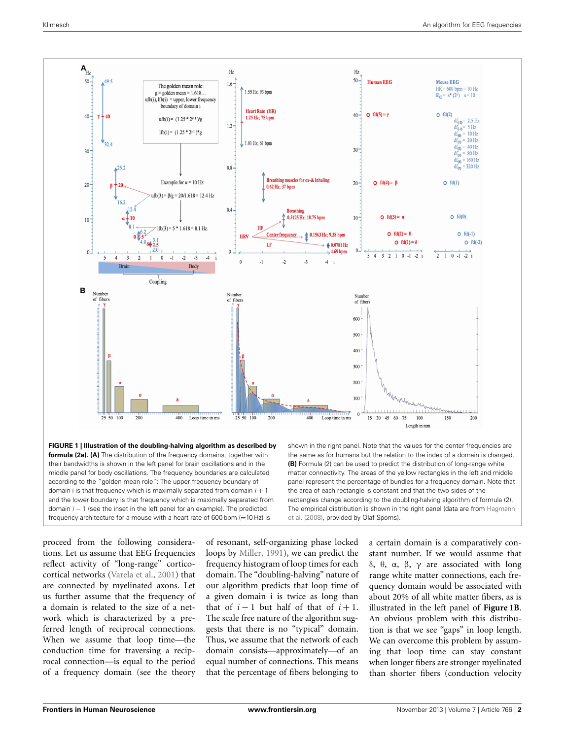**FIGURE 1 | Illustration of the doubling-halving algorithm as described by formula (2a). (A)** The distribution of the frequency domains, together with their bandwidths is shown in the left panel for brain oscillations and in the middle panel for body oscillations. The frequency boundaries are calculated according to the "golden mean role": The upper frequency boundary of domain i is that frequency which is maximally separated from domain $i + 1$ and the lower boundary is that frequency which is maximally separated from domain $i - 1$ (see the inset in the left panel for an example). The predicted frequency architecture for a mouse with a heart rate of 600 bpm (=10 Hz) is shown in the right panel. Note that the values for the center frequencies are the same as for humans but the relation to the index of a domain is changed. **(B)** Formula (2) can be used to predict the distribution of long-range white matter connectivity. The areas of the yellow rectangles in the left and middle panel represent the percentage of bundles for a frequency domain. Note that the area of each rectangle is constant and that the two sides of the rectangles change according to the doubling-halving algorithm of formula (2). The empirical distribution is shown in the right panel (data are from Hagmann et al. (2008), provided by Olaf Sporns).

proceed from the following considerations. Let us assume that EEG frequencies reflect activity of "long-range" cortico-cortical networks (Varela et al., 2001) that are connected by myelinated axons. Let us further assume that the frequency of a domain is related to the size of a network which is characterized by a preferred length of reciprocal connections. When we assume that loop time—the conduction time for traversing a reciprocal connection—is equal to the period of a frequency domain (see the theory of resonant, self-organizing phase locked loops by Miller, 1991), we can predict the frequency histogram of loop times for each domain. The "doubling-halving" nature of our algorithm predicts that loop time of a given domain i is twice as long than that of $i - 1$ but half of that of $i + 1$. The scale free nature of the algorithm suggests that there is no "typical" domain. Thus, we assume that the network of each domain consists—approximately—of an equal number of connections. This means that the percentage of fibers belonging to a certain domain is a comparatively constant number. If we would assume that δ, θ, α, β, γ are associated with long range white matter connections, each frequency domain would be associated with about 20% of all white matter fibers, as is illustrated in the left panel of **Figure 1B**. An obvious problem with this distribution is that we see "gaps" in loop length. We can overcome this problem by assuming that loop time can stay constant when longer fibers are stronger myelinated than shorter fibers (conduction velocity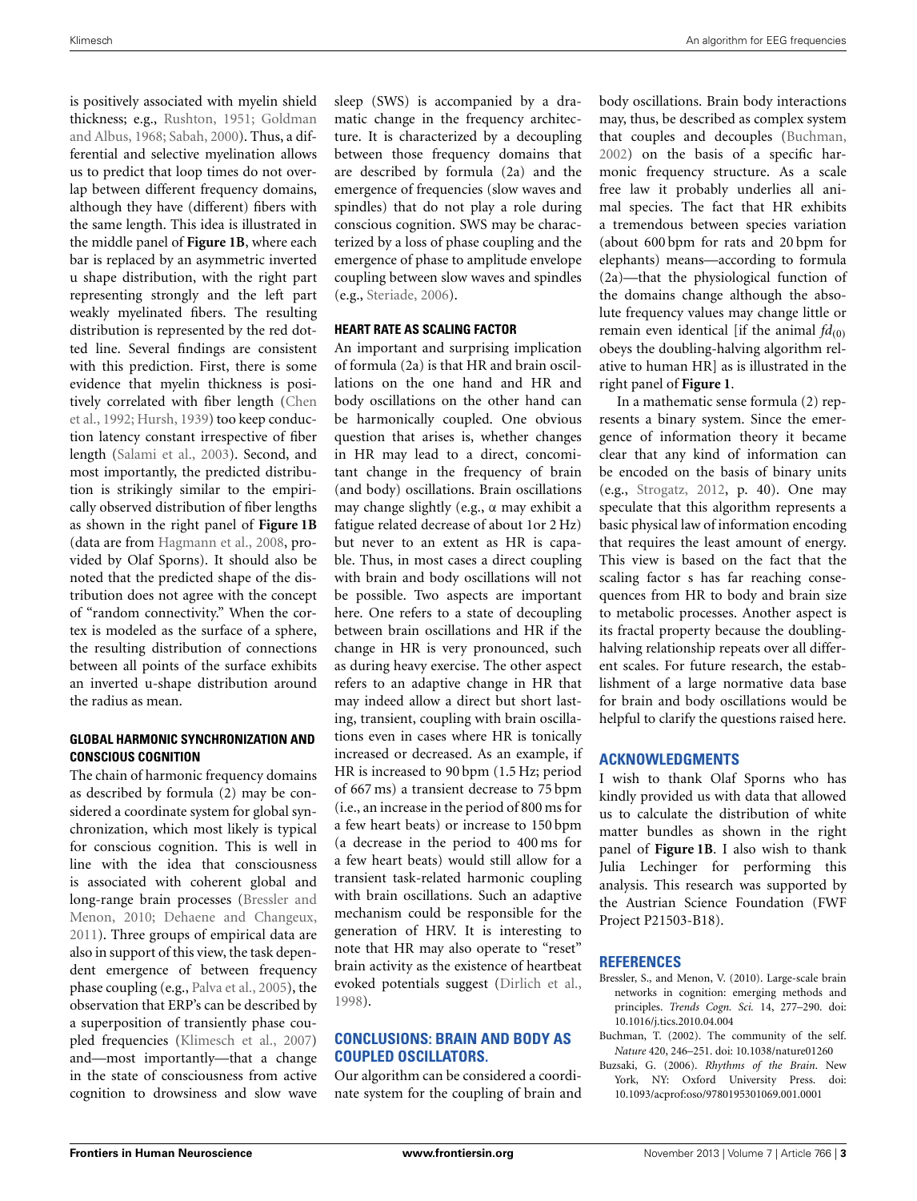is positively associated with myelin shield thickness; e.g., Rushton, 1951; Goldman and Albus, 1968; Sabah, 2000). Thus, a differential and selective myelination allows us to predict that loop times do not overlap between different frequency domains, although they have (different) fibers with the same length. This idea is illustrated in the middle panel of **Figure 1B**, where each bar is replaced by an asymmetric inverted u shape distribution, with the right part representing strongly and the left part weakly myelinated fibers. The resulting distribution is represented by the red dotted line. Several findings are consistent with this prediction. First, there is some evidence that myelin thickness is positively correlated with fiber length (Chen et al., 1992; Hursh, 1939) too keep conduction latency constant irrespective of fiber length (Salami et al., 2003). Second, and most importantly, the predicted distribution is strikingly similar to the empirically observed distribution of fiber lengths as shown in the right panel of **Figure 1B** (data are from Hagmann et al., 2008, provided by Olaf Sporns). It should also be noted that the predicted shape of the distribution does not agree with the concept of "random connectivity." When the cortex is modeled as the surface of a sphere, the resulting distribution of connections between all points of the surface exhibits an inverted u-shape distribution around the radius as mean.

## GLOBAL HARMONIC SYNCHRONIZATION AND CONSCIOUS COGNITION

The chain of harmonic frequency domains as described by formula (2) may be considered a coordinate system for global synchronization, which most likely is typical for conscious cognition. This is well in line with the idea that consciousness is associated with coherent global and long-range brain processes (Bressler and Menon, 2010; Dehaene and Changeux, 2011). Three groups of empirical data are also in support of this view, the task dependent emergence of between frequency phase coupling (e.g., Palva et al., 2005), the observation that ERP's can be described by a superposition of transiently phase coupled frequencies (Klimesch et al., 2007) and—most importantly—that a change in the state of consciousness from active cognition to drowsiness and slow wave sleep (SWS) is accompanied by a dramatic change in the frequency architecture. It is characterized by a decoupling between those frequency domains that are described by formula (2a) and the emergence of frequencies (slow waves and spindles) that do not play a role during conscious cognition. SWS may be characterized by a loss of phase coupling and the emergence of phase to amplitude envelope coupling between slow waves and spindles (e.g., Steriade, 2006).

## HEART RATE AS SCALING FACTOR

An important and surprising implication of formula (2a) is that HR and brain oscillations on the one hand and HR and body oscillations on the other hand can be harmonically coupled. One obvious question that arises is, whether changes in HR may lead to a direct, concomitant change in the frequency of brain (and body) oscillations. Brain oscillations may change slightly (e.g., α may exhibit a fatigue related decrease of about 1or 2 Hz) but never to an extent as HR is capable. Thus, in most cases a direct coupling with brain and body oscillations will not be possible. Two aspects are important here. One refers to a state of decoupling between brain oscillations and HR if the change in HR is very pronounced, such as during heavy exercise. The other aspect refers to an adaptive change in HR that may indeed allow a direct but short lasting, transient, coupling with brain oscillations even in cases where HR is tonically increased or decreased. As an example, if HR is increased to 90 bpm (1.5 Hz; period of 667 ms) a transient decrease to 75 bpm (i.e., an increase in the period of 800 ms for a few heart beats) or increase to 150 bpm (a decrease in the period to 400 ms for a few heart beats) would still allow for a transient task-related harmonic coupling with brain oscillations. Such an adaptive mechanism could be responsible for the generation of HRV. It is interesting to note that HR may also operate to "reset" brain activity as the existence of heartbeat evoked potentials suggest (Dirlich et al., 1998).

## CONCLUSIONS: BRAIN AND BODY AS COUPLED OSCILLATORS.

Our algorithm can be considered a coordinate system for the coupling of brain and body oscillations. Brain body interactions may, thus, be described as complex system that couples and decouples (Buchman, 2002) on the basis of a specific harmonic frequency structure. As a scale free law it probably underlies all animal species. The fact that HR exhibits a tremendous between species variation (about 600 bpm for rats and 20 bpm for elephants) means—according to formula (2a)—that the physiological function of the domains change although the absolute frequency values may change little or remain even identical [if the animal $fd_{(0)}$ obeys the doubling-halving algorithm relative to human HR] as is illustrated in the right panel of **Figure 1**.

In a mathematic sense formula (2) represents a binary system. Since the emergence of information theory it became clear that any kind of information can be encoded on the basis of binary units (e.g., Strogatz, 2012, p. 40). One may speculate that this algorithm represents a basic physical law of information encoding that requires the least amount of energy. This view is based on the fact that the scaling factor s has far reaching consequences from HR to body and brain size to metabolic processes. Another aspect is its fractal property because the doubling-halving relationship repeats over all different scales. For future research, the establishment of a large normative data base for brain and body oscillations would be helpful to clarify the questions raised here.

## ACKNOWLEDGMENTS

I wish to thank Olaf Sporns who has kindly provided us with data that allowed us to calculate the distribution of white matter bundles as shown in the right panel of **Figure 1B**. I also wish to thank Julia Lechinger for performing this analysis. This research was supported by the Austrian Science Foundation (FWF Project P21503-B18).

## REFERENCES

Bressler, S., and Menon, V. (2010). Large-scale brain networks in cognition: emerging methods and principles. *Trends Cogn. Sci.* 14, 277–290. doi: 10.1016/j.tics.2010.04.004

Buchman, T. (2002). The community of the self. *Nature* 420, 246–251. doi: 10.1038/nature01260

Buzsaki, G. (2006). *Rhythms of the Brain*. New York, NY: Oxford University Press. doi: 10.1093/acprof:oso/9780195301069.001.0001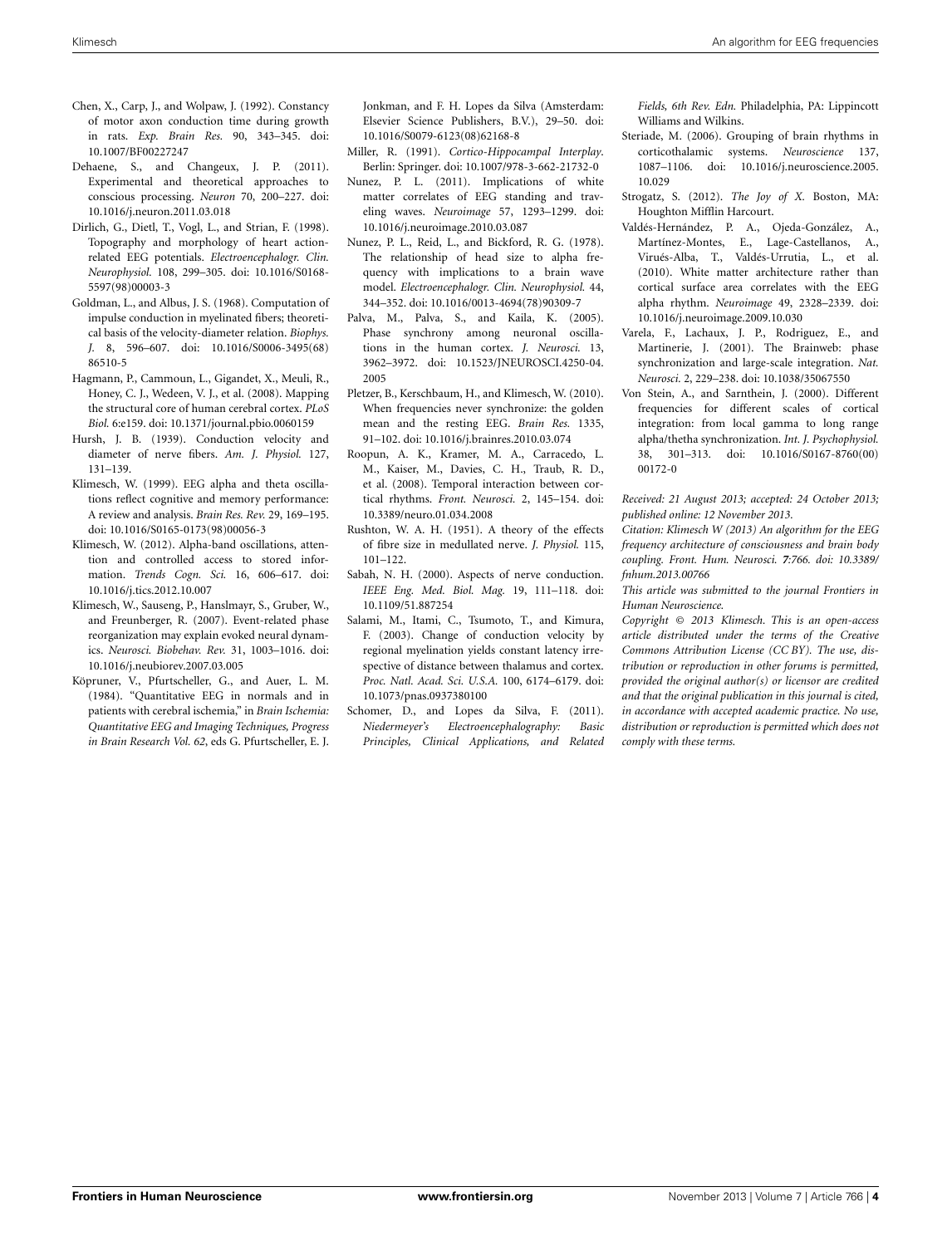Chen, X., Carp, J., and Wolpaw, J. (1992). Constancy of motor axon conduction time during growth in rats. *Exp. Brain Res.* 90, 343–345. doi: 10.1007/BF00227247

Dehaene, S., and Changeux, J. P. (2011). Experimental and theoretical approaches to conscious processing. *Neuron* 70, 200–227. doi: 10.1016/j.neuron.2011.03.018

Dirlich, G., Dietl, T., Vogl, L., and Strian, F. (1998). Topography and morphology of heart action-related EEG potentials. *Electroencephalogr. Clin. Neurophysiol.* 108, 299–305. doi: 10.1016/S0168-5597(98)00003-3

Goldman, L., and Albus, J. S. (1968). Computation of impulse conduction in myelinated fibers; theoretical basis of the velocity-diameter relation. *Biophys. J.* 8, 596–607. doi: 10.1016/S0006-3495(68)86510-5

Hagmann, P., Cammoun, L., Gigandet, X., Meuli, R., Honey, C. J., Wedeen, V. J., et al. (2008). Mapping the structural core of human cerebral cortex. *PLoS Biol.* 6:e159. doi: 10.1371/journal.pbio.0060159

Hursh, J. B. (1939). Conduction velocity and diameter of nerve fibers. *Am. J. Physiol.* 127, 131–139.

Klimesch, W. (1999). EEG alpha and theta oscillations reflect cognitive and memory performance: A review and analysis. *Brain Res. Rev.* 29, 169–195. doi: 10.1016/S0165-0173(98)00056-3

Klimesch, W. (2012). Alpha-band oscillations, attention and controlled access to stored information. *Trends Cogn. Sci.* 16, 606–617. doi: 10.1016/j.tics.2012.10.007

Klimesch, W., Sauseng, P., Hanslmayr, S., Gruber, W., and Freunberger, R. (2007). Event-related phase reorganization may explain evoked neural dynamics. *Neurosci. Biobehav. Rev.* 31, 1003–1016. doi: 10.1016/j.neubiorev.2007.03.005

Köpruner, V., Pfurtscheller, G., and Auer, L. M. (1984). "Quantitative EEG in normals and in patients with cerebral ischemia," in *Brain Ischemia: Quantitative EEG and Imaging Techniques, Progress in Brain Research Vol. 62*, eds G. Pfurtscheller, E. J. Jonkman, and F. H. Lopes da Silva (Amsterdam: Elsevier Science Publishers, B.V.), 29–50. doi: 10.1016/S0079-6123(08)62168-8

Miller, R. (1991). *Cortico-Hippocampal Interplay*. Berlin: Springer. doi: 10.1007/978-3-662-21732-0

Nunez, P. L. (2011). Implications of white matter correlates of EEG standing and traveling waves. *Neuroimage* 57, 1293–1299. doi: 10.1016/j.neuroimage.2010.03.087

Nunez, P. L., Reid, L., and Bickford, R. G. (1978). The relationship of head size to alpha frequency with implications to a brain wave model. *Electroencephalogr. Clin. Neurophysiol.* 44, 344–352. doi: 10.1016/0013-4694(78)90309-7

Palva, M., Palva, S., and Kaila, K. (2005). Phase synchrony among neuronal oscillations in the human cortex. *J. Neurosci.* 13, 3962–3972. doi: 10.1523/JNEUROSCI.4250-04.2005

Pletzer, B., Kerschbaum, H., and Klimesch, W. (2010). When frequencies never synchronize: the golden mean and the resting EEG. *Brain Res.* 1335, 91–102. doi: 10.1016/j.brainres.2010.03.074

Roopun, A. K., Kramer, M. A., Carracedo, L. M., Kaiser, M., Davies, C. H., Traub, R. D., et al. (2008). Temporal interaction between cortical rhythms. *Front. Neurosci.* 2, 145–154. doi: 10.3389/neuro.01.034.2008

Rushton, W. A. H. (1951). A theory of the effects of fibre size in medullated nerve. *J. Physiol.* 115, 101–122.

Sabah, N. H. (2000). Aspects of nerve conduction. *IEEE Eng. Med. Biol. Mag.* 19, 111–118. doi: 10.1109/51.887254

Salami, M., Itami, C., Tsumoto, T., and Kimura, F. (2003). Change of conduction velocity by regional myelination yields constant latency irrespective of distance between thalamus and cortex. *Proc. Natl. Acad. Sci. U.S.A.* 100, 6174–6179. doi: 10.1073/pnas.0937380100

Schomer, D., and Lopes da Silva, F. (2011). *Niedermeyer's Electroencephalography: Basic Principles, Clinical Applications, and Related Fields, 6th Rev. Edn.* Philadelphia, PA: Lippincott Williams and Wilkins.

Steriade, M. (2006). Grouping of brain rhythms in corticothalamic systems. *Neuroscience* 137, 1087–1106. doi: 10.1016/j.neuroscience.2005.10.029

Strogatz, S. (2012). *The Joy of X*. Boston, MA: Houghton Mifflin Harcourt.

Valdés-Hernández, P. A., Ojeda-González, A., Martínez-Montes, E., Lage-Castellanos, A., Virués-Alba, T., Valdés-Urrutia, L., et al. (2010). White matter architecture rather than cortical surface area correlates with the EEG alpha rhythm. *Neuroimage* 49, 2328–2339. doi: 10.1016/j.neuroimage.2009.10.030

Varela, F., Lachaux, J. P., Rodriguez, E., and Martinerie, J. (2001). The Brainweb: phase synchronization and large-scale integration. *Nat. Neurosci.* 2, 229–238. doi: 10.1038/35067550

Von Stein, A., and Sarnthein, J. (2000). Different frequencies for different scales of cortical integration: from local gamma to long range alpha/thetha synchronization. *Int. J. Psychophysiol.* 38, 301–313. doi: 10.1016/S0167-8760(00)00172-0

*Received: 21 August 2013; accepted: 24 October 2013; published online: 12 November 2013.*

*Citation: Klimesch W (2013) An algorithm for the EEG frequency architecture of consciousness and brain body coupling. Front. Hum. Neurosci.* ***7****:766. doi: 10.3389/fnhum.2013.00766*

*This article was submitted to the journal Frontiers in Human Neuroscience.*

*Copyright © 2013 Klimesch. This is an open-access article distributed under the terms of the Creative Commons Attribution License (CC BY). The use, distribution or reproduction in other forums is permitted, provided the original author(s) or licensor are credited and that the original publication in this journal is cited, in accordance with accepted academic practice. No use, distribution or reproduction is permitted which does not comply with these terms.*